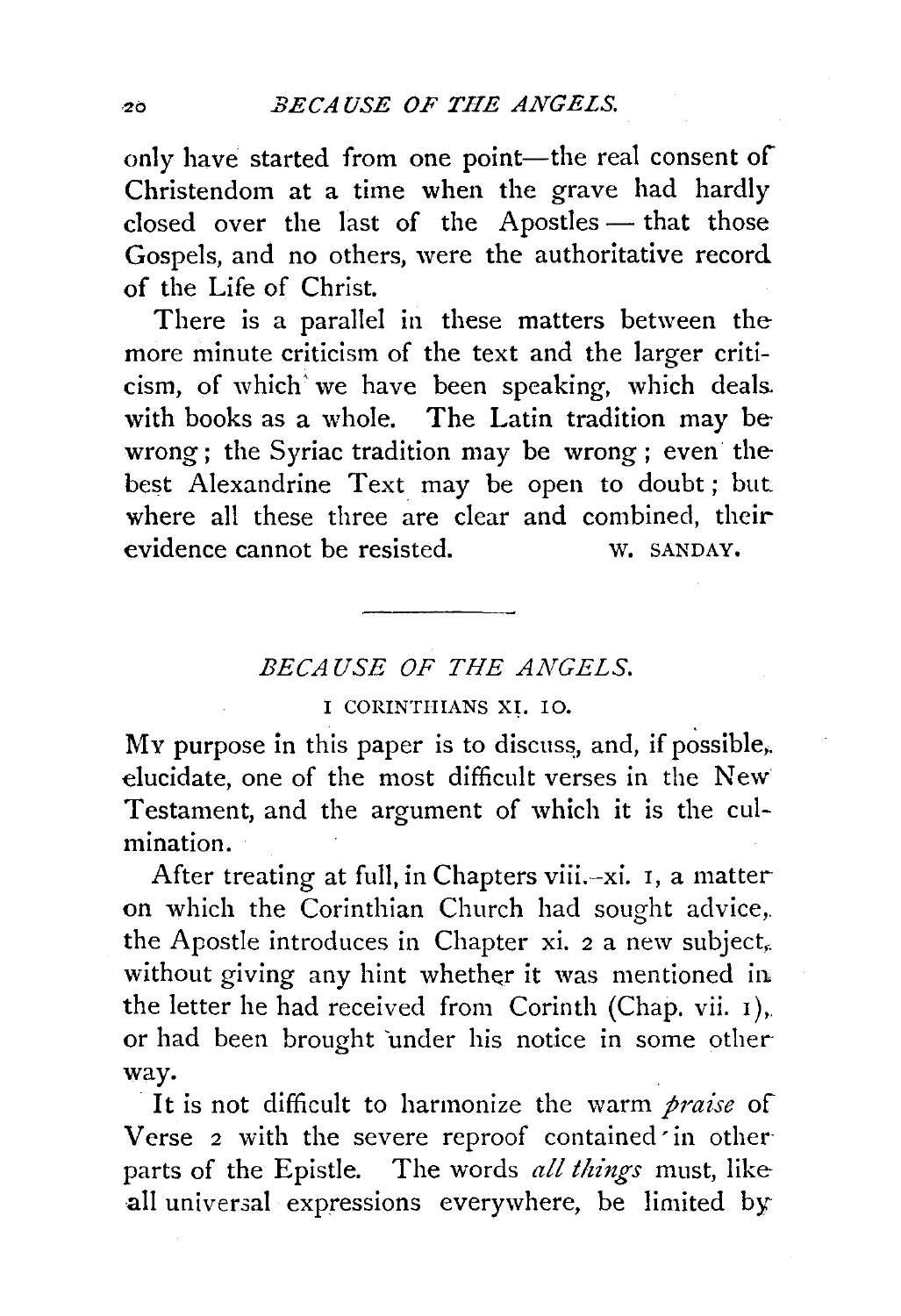only have started from one point—the real consent of Christendom at a time when the grave had hardly closed over the last of the Apostles — that those Gospels, and no others, were the authoritative record of the Life of Christ.

There is a parallel in these matters between the more minute criticism of the text and the larger criticism, of which we have been speaking, which deals with books as a whole. The Latin tradition may be wrong; the Syriac tradition may be wrong; even the best Alexandrine Text may be open to doubt; but where all these three are clear and combined, their evidence cannot be resisted. W. SANDAY.

---

## *BECAUSE OF THE ANGELS.*

### I CORINTHIANS XI. 10.

MY purpose in this paper is to discuss, and, if possible, elucidate, one of the most difficult verses in the New Testament, and the argument of which it is the culmination.

After treating at full, in Chapters viii.–xi. 1, a matter on which the Corinthian Church had sought advice, the Apostle introduces in Chapter xi. 2 a new subject, without giving any hint whether it was mentioned in the letter he had received from Corinth (Chap. vii. 1), or had been brought under his notice in some other way.

It is not difficult to harmonize the warm *praise* of Verse 2 with the severe reproof contained in other parts of the Epistle. The words *all things* must, like all universal expressions everywhere, be limited by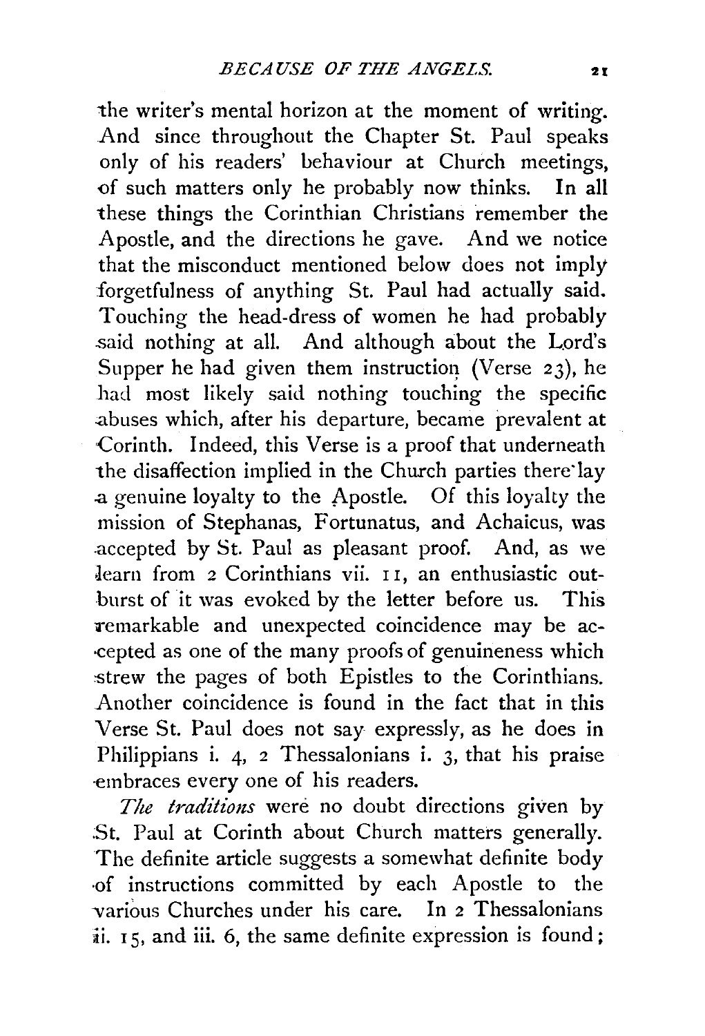the writer's mental horizon at the moment of writing. And since throughout the Chapter St. Paul speaks only of his readers' behaviour at Church meetings, of such matters only he probably now thinks. In all these things the Corinthian Christians remember the Apostle, and the directions he gave. And we notice that the misconduct mentioned below does not imply forgetfulness of anything St. Paul had actually said. Touching the head-dress of women he had probably said nothing at all. And although about the Lord's Supper he had given them instruction (Verse 23), he had most likely said nothing touching the specific abuses which, after his departure, became prevalent at Corinth. Indeed, this Verse is a proof that underneath the disaffection implied in the Church parties there lay a genuine loyalty to the Apostle. Of this loyalty the mission of Stephanas, Fortunatus, and Achaicus, was accepted by St. Paul as pleasant proof. And, as we learn from 2 Corinthians vii. 11, an enthusiastic outburst of it was evoked by the letter before us. This remarkable and unexpected coincidence may be accepted as one of the many proofs of genuineness which strew the pages of both Epistles to the Corinthians. Another coincidence is found in the fact that in this Verse St. Paul does not say expressly, as he does in Philippians i. 4, 2 Thessalonians i. 3, that his praise embraces every one of his readers.

*The traditions* were no doubt directions given by St. Paul at Corinth about Church matters generally. The definite article suggests a somewhat definite body of instructions committed by each Apostle to the various Churches under his care. In 2 Thessalonians ii. 15, and iii. 6, the same definite expression is found;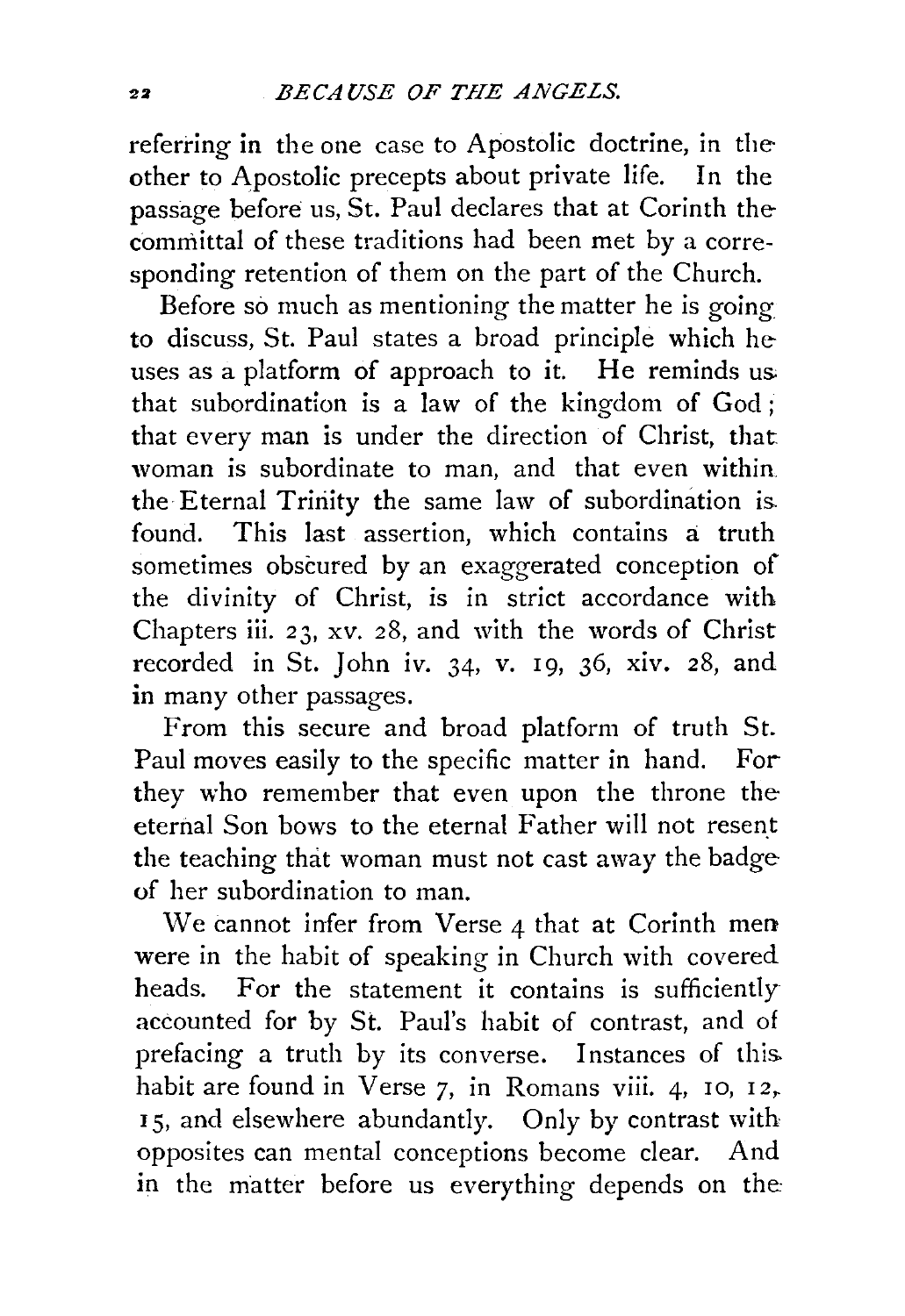referring in the one case to Apostolic doctrine, in the other to Apostolic precepts about private life. In the passage before us, St. Paul declares that at Corinth the committal of these traditions had been met by a corresponding retention of them on the part of the Church.

Before so much as mentioning the matter he is going to discuss, St. Paul states a broad principle which he uses as a platform of approach to it. He reminds us that subordination is a law of the kingdom of God; that every man is under the direction of Christ, that woman is subordinate to man, and that even within the Eternal Trinity the same law of subordination is found. This last assertion, which contains a truth sometimes obscured by an exaggerated conception of the divinity of Christ, is in strict accordance with Chapters iii. 23, xv. 28, and with the words of Christ recorded in St. John iv. 34, v. 19, 36, xiv. 28, and in many other passages.

From this secure and broad platform of truth St. Paul moves easily to the specific matter in hand. For they who remember that even upon the throne the eternal Son bows to the eternal Father will not resent the teaching that woman must not cast away the badge of her subordination to man.

We cannot infer from Verse 4 that at Corinth men were in the habit of speaking in Church with covered heads. For the statement it contains is sufficiently accounted for by St. Paul's habit of contrast, and of prefacing a truth by its converse. Instances of this habit are found in Verse 7, in Romans viii. 4, 10, 12, 15, and elsewhere abundantly. Only by contrast with opposites can mental conceptions become clear. And in the matter before us everything depends on the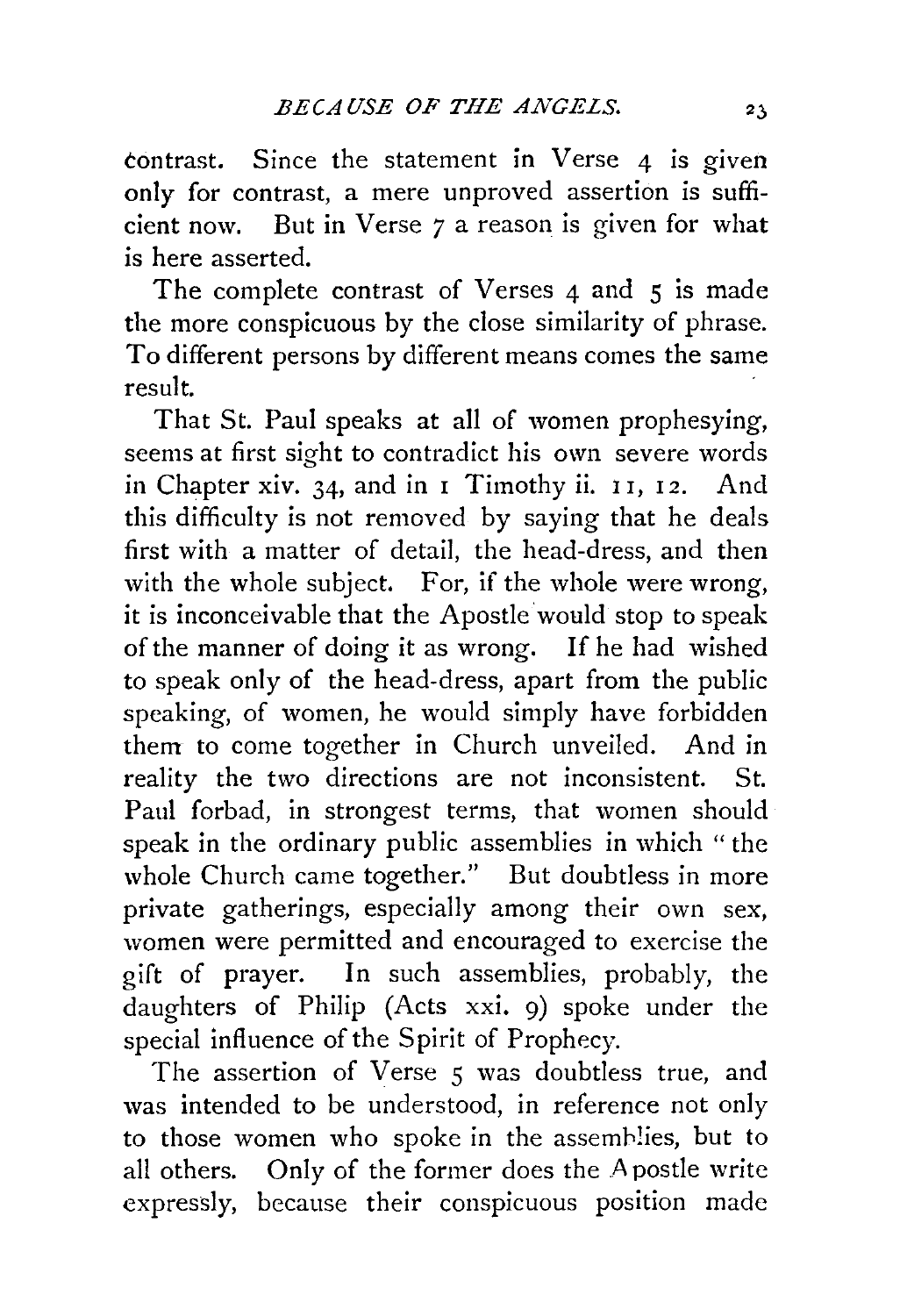contrast. Since the statement in Verse 4 is given only for contrast, a mere unproved assertion is sufficient now. But in Verse 7 a reason is given for what is here asserted.

The complete contrast of Verses 4 and 5 is made the more conspicuous by the close similarity of phrase. To different persons by different means comes the same result.

That St. Paul speaks at all of women prophesying, seems at first sight to contradict his own severe words in Chapter xiv. 34, and in 1 Timothy ii. 11, 12. And this difficulty is not removed by saying that he deals first with a matter of detail, the head-dress, and then with the whole subject. For, if the whole were wrong, it is inconceivable that the Apostle would stop to speak of the manner of doing it as wrong. If he had wished to speak only of the head-dress, apart from the public speaking, of women, he would simply have forbidden them to come together in Church unveiled. And in reality the two directions are not inconsistent. St. Paul forbad, in strongest terms, that women should speak in the ordinary public assemblies in which "the whole Church came together." But doubtless in more private gatherings, especially among their own sex, women were permitted and encouraged to exercise the gift of prayer. In such assemblies, probably, the daughters of Philip (Acts xxi. 9) spoke under the special influence of the Spirit of Prophecy.

The assertion of Verse 5 was doubtless true, and was intended to be understood, in reference not only to those women who spoke in the assemblies, but to all others. Only of the former does the Apostle write expressly, because their conspicuous position made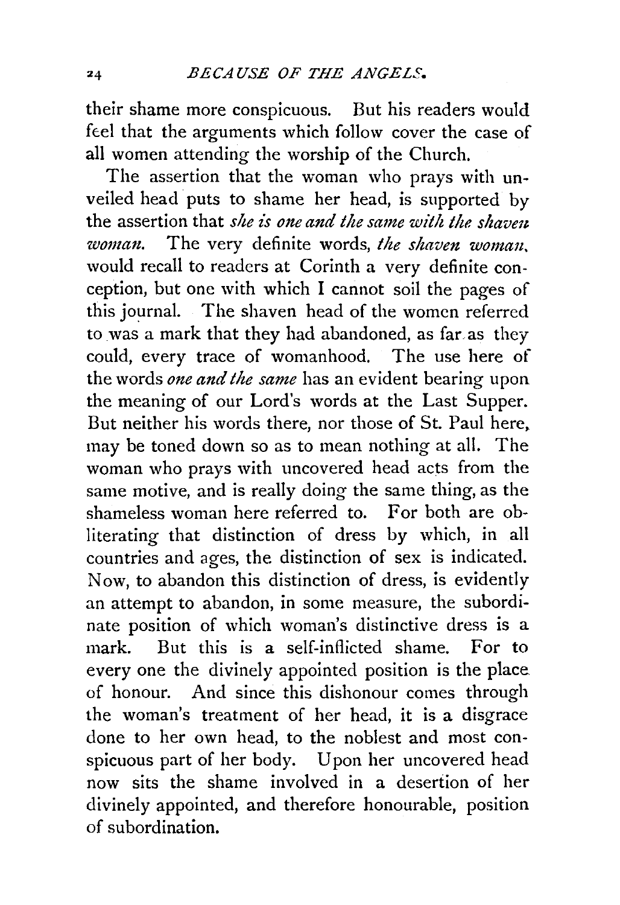their shame more conspicuous. But his readers would feel that the arguments which follow cover the case of all women attending the worship of the Church.

The assertion that the woman who prays with unveiled head puts to shame her head, is supported by the assertion that *she is one and the same with the shaven woman.* The very definite words, *the shaven woman*, would recall to readers at Corinth a very definite conception, but one with which I cannot soil the pages of this journal. The shaven head of the women referred to was a mark that they had abandoned, as far as they could, every trace of womanhood. The use here of the words *one and the same* has an evident bearing upon the meaning of our Lord's words at the Last Supper. But neither his words there, nor those of St. Paul here, may be toned down so as to mean nothing at all. The woman who prays with uncovered head acts from the same motive, and is really doing the same thing, as the shameless woman here referred to. For both are obliterating that distinction of dress by which, in all countries and ages, the distinction of sex is indicated. Now, to abandon this distinction of dress, is evidently an attempt to abandon, in some measure, the subordinate position of which woman's distinctive dress is a mark. But this is a self-inflicted shame. For to every one the divinely appointed position is the place of honour. And since this dishonour comes through the woman's treatment of her head, it is a disgrace done to her own head, to the noblest and most conspicuous part of her body. Upon her uncovered head now sits the shame involved in a desertion of her divinely appointed, and therefore honourable, position of subordination.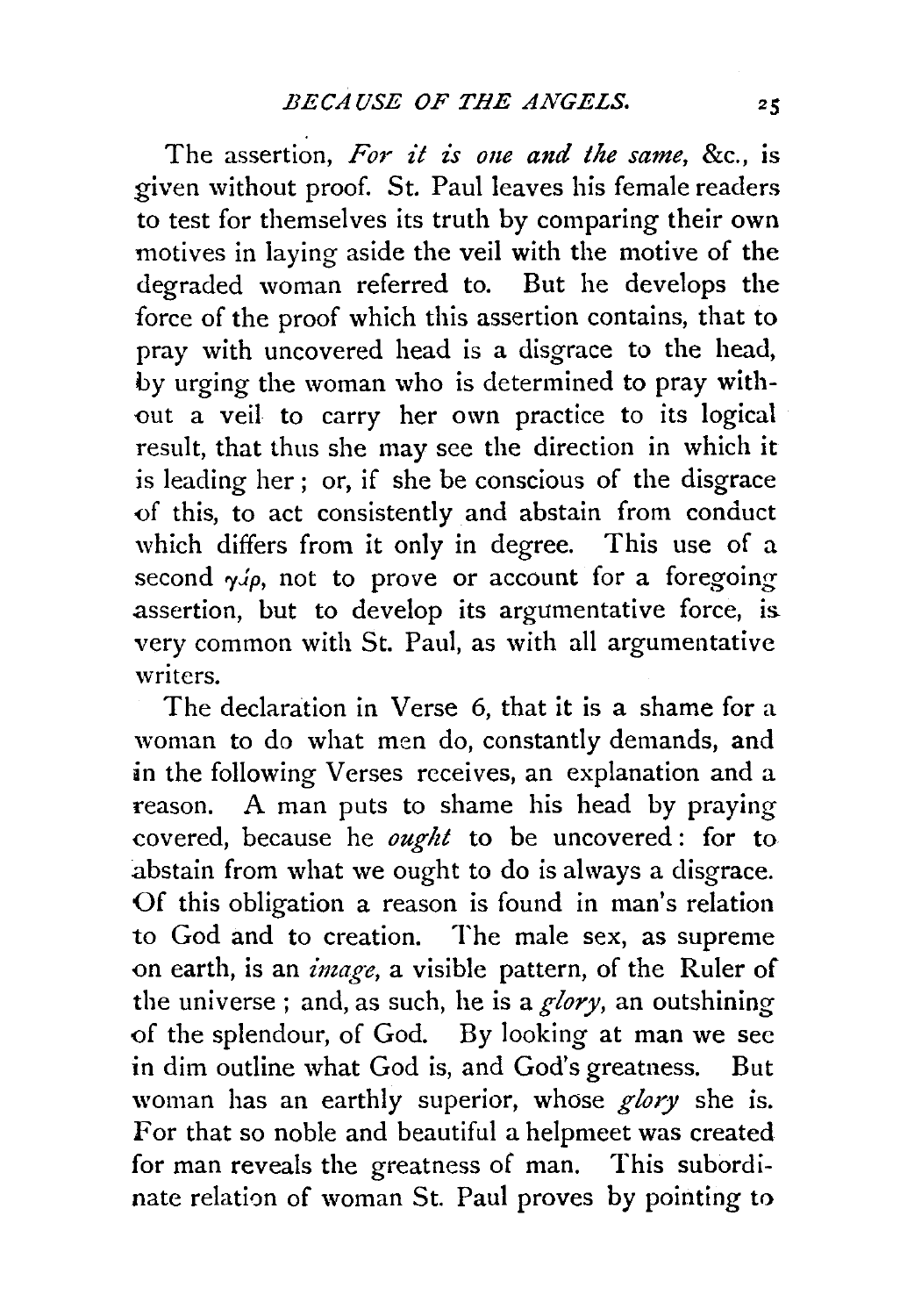The assertion, *For it is one and the same*, &c., is given without proof. St. Paul leaves his female readers to test for themselves its truth by comparing their own motives in laying aside the veil with the motive of the degraded woman referred to. But he develops the force of the proof which this assertion contains, that to pray with uncovered head is a disgrace to the head, by urging the woman who is determined to pray without a veil to carry her own practice to its logical result, that thus she may see the direction in which it is leading her; or, if she be conscious of the disgrace of this, to act consistently and abstain from conduct which differs from it only in degree. This use of a second γάρ, not to prove or account for a foregoing assertion, but to develop its argumentative force, is very common with St. Paul, as with all argumentative writers.

The declaration in Verse 6, that it is a shame for a woman to do what men do, constantly demands, and in the following Verses receives, an explanation and a reason. A man puts to shame his head by praying covered, because he *ought* to be uncovered: for to abstain from what we ought to do is always a disgrace. Of this obligation a reason is found in man's relation to God and to creation. The male sex, as supreme on earth, is an *image*, a visible pattern, of the Ruler of the universe; and, as such, he is a *glory*, an outshining of the splendour, of God. By looking at man we see in dim outline what God is, and God's greatness. But woman has an earthly superior, whose *glory* she is. For that so noble and beautiful a helpmeet was created for man reveals the greatness of man. This subordinate relation of woman St. Paul proves by pointing to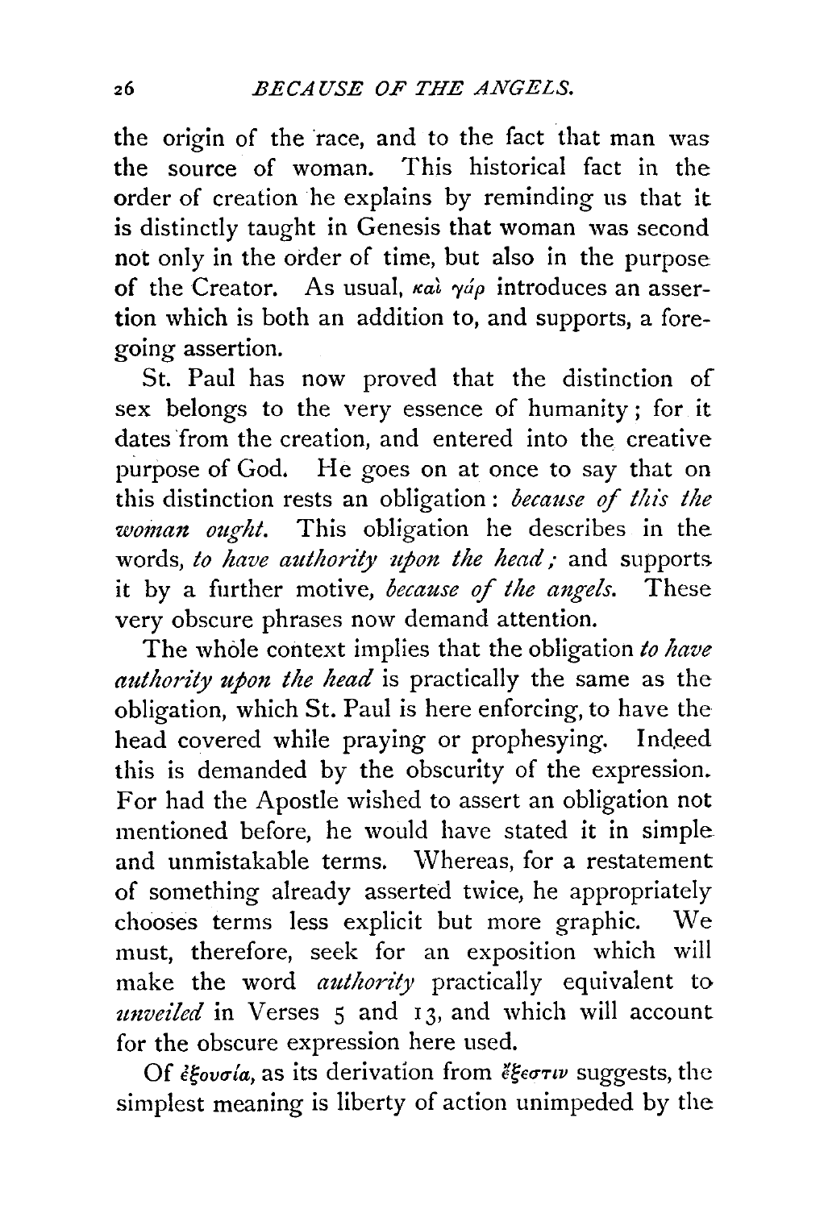the origin of the race, and to the fact that man was the source of woman. This historical fact in the order of creation he explains by reminding us that it is distinctly taught in Genesis that woman was second not only in the order of time, but also in the purpose of the Creator. As usual, καὶ γάρ introduces an assertion which is both an addition to, and supports, a foregoing assertion.

St. Paul has now proved that the distinction of sex belongs to the very essence of humanity; for it dates from the creation, and entered into the creative purpose of God. He goes on at once to say that on this distinction rests an obligation: *because of this the woman ought.* This obligation he describes in the words, *to have authority upon the head;* and supports it by a further motive, *because of the angels.* These very obscure phrases now demand attention.

The whole context implies that the obligation *to have authority upon the head* is practically the same as the obligation, which St. Paul is here enforcing, to have the head covered while praying or prophesying. Indeed this is demanded by the obscurity of the expression. For had the Apostle wished to assert an obligation not mentioned before, he would have stated it in simple and unmistakable terms. Whereas, for a restatement of something already asserted twice, he appropriately chooses terms less explicit but more graphic. We must, therefore, seek for an exposition which will make the word *authority* practically equivalent to *unveiled* in Verses 5 and 13, and which will account for the obscure expression here used.

Of ἐξουσία, as its derivation from ἔξεστιν suggests, the simplest meaning is liberty of action unimpeded by the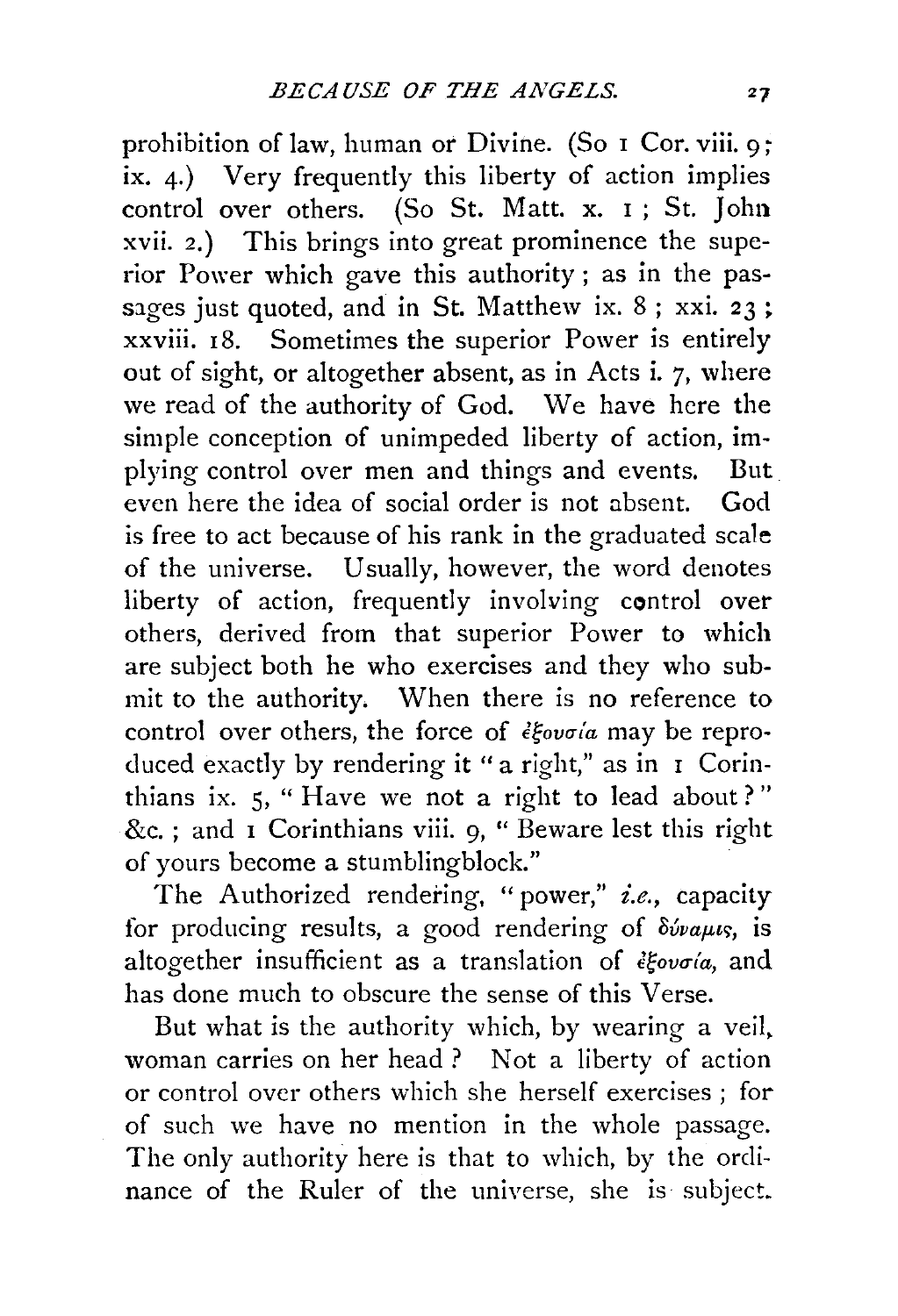prohibition of law, human or Divine. (So 1 Cor. viii. 9; ix. 4.) Very frequently this liberty of action implies control over others. (So St. Matt. x. 1; St. John xvii. 2.) This brings into great prominence the superior Power which gave this authority; as in the passages just quoted, and in St. Matthew ix. 8; xxi. 23; xxviii. 18. Sometimes the superior Power is entirely out of sight, or altogether absent, as in Acts i. 7, where we read of the authority of God. We have here the simple conception of unimpeded liberty of action, implying control over men and things and events. But even here the idea of social order is not absent. God is free to act because of his rank in the graduated scale of the universe. Usually, however, the word denotes liberty of action, frequently involving control over others, derived from that superior Power to which are subject both he who exercises and they who submit to the authority. When there is no reference to control over others, the force of ἐξουσία may be reproduced exactly by rendering it "a right," as in 1 Corinthians ix. 5, "Have we not a right to lead about?" &c.; and 1 Corinthians viii. 9, "Beware lest this right of yours become a stumblingblock."

The Authorized rendering, "power," *i.e.*, capacity for producing results, a good rendering of δύναμις, is altogether insufficient as a translation of ἐξουσία, and has done much to obscure the sense of this Verse.

But what is the authority which, by wearing a veil, woman carries on her head? Not a liberty of action or control over others which she herself exercises; for of such we have no mention in the whole passage. The only authority here is that to which, by the ordinance of the Ruler of the universe, she is subject.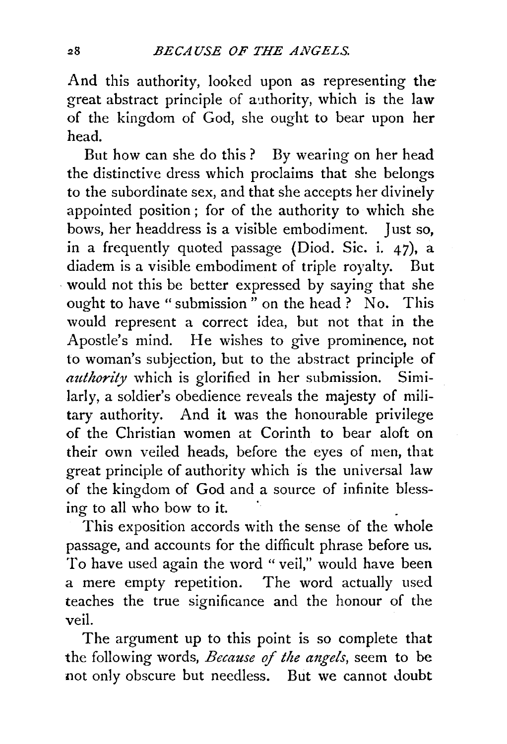And this authority, looked upon as representing the great abstract principle of authority, which is the law of the kingdom of God, she ought to bear upon her head.

But how can she do this? By wearing on her head the distinctive dress which proclaims that she belongs to the subordinate sex, and that she accepts her divinely appointed position; for of the authority to which she bows, her headdress is a visible embodiment. Just so, in a frequently quoted passage (Diod. Sic. i. 47), a diadem is a visible embodiment of triple royalty. But would not this be better expressed by saying that she ought to have "submission" on the head? No. This would represent a correct idea, but not that in the Apostle's mind. He wishes to give prominence, not to woman's subjection, but to the abstract principle of *authority* which is glorified in her submission. Similarly, a soldier's obedience reveals the majesty of military authority. And it was the honourable privilege of the Christian women at Corinth to bear aloft on their own veiled heads, before the eyes of men, that great principle of authority which is the universal law of the kingdom of God and a source of infinite blessing to all who bow to it.

This exposition accords with the sense of the whole passage, and accounts for the difficult phrase before us. To have used again the word "veil," would have been a mere empty repetition. The word actually used teaches the true significance and the honour of the veil.

The argument up to this point is so complete that the following words, *Because of the angels*, seem to be not only obscure but needless. But we cannot doubt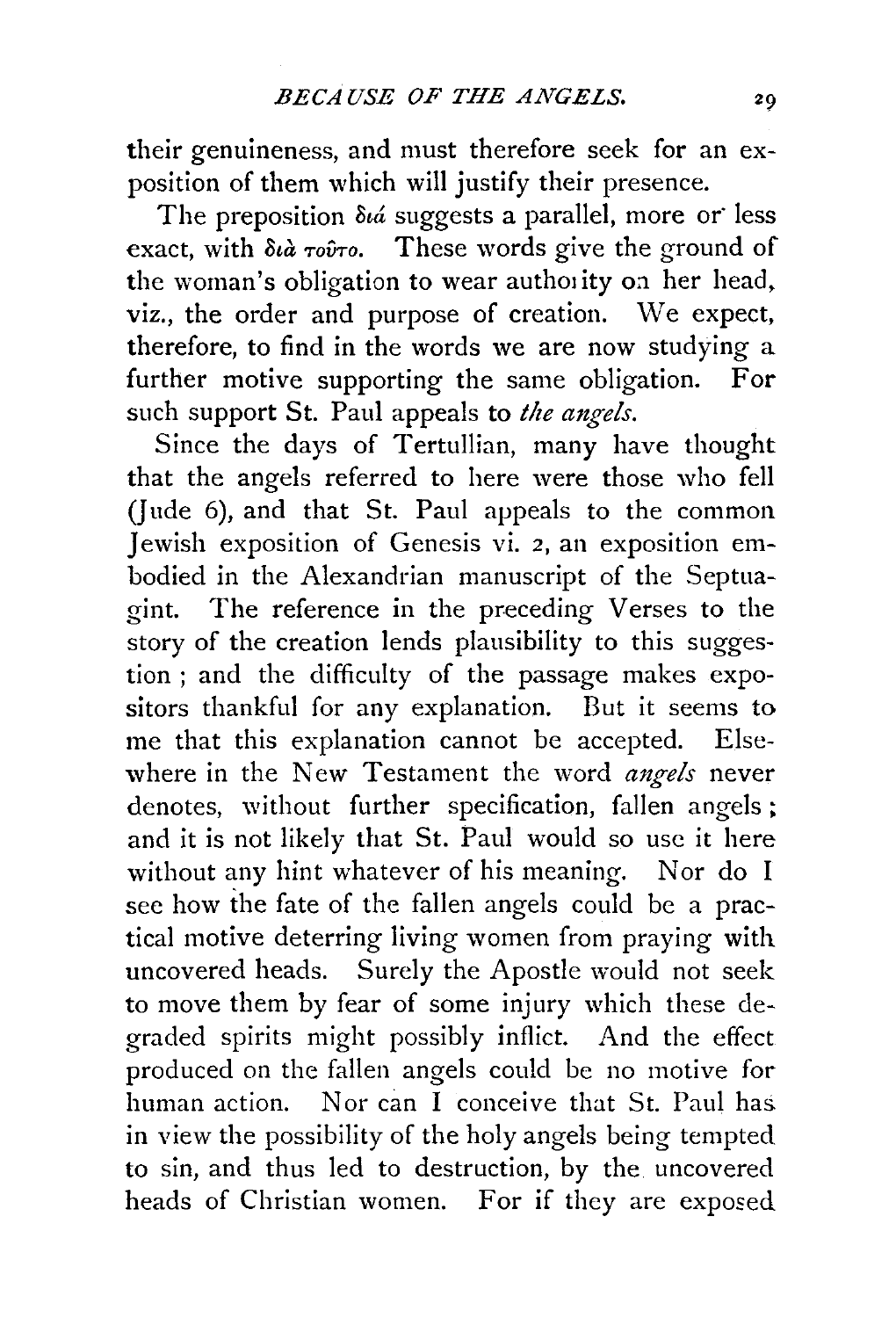their genuineness, and must therefore seek for an exposition of them which will justify their presence.

The preposition διά suggests a parallel, more or less exact, with διὰ τοῦτο. These words give the ground of the woman's obligation to wear authority on her head, viz., the order and purpose of creation. We expect, therefore, to find in the words we are now studying a further motive supporting the same obligation. For such support St. Paul appeals to *the angels*.

Since the days of Tertullian, many have thought that the angels referred to here were those who fell (Jude 6), and that St. Paul appeals to the common Jewish exposition of Genesis vi. 2, an exposition embodied in the Alexandrian manuscript of the Septuagint. The reference in the preceding Verses to the story of the creation lends plausibility to this suggestion; and the difficulty of the passage makes expositors thankful for any explanation. But it seems to me that this explanation cannot be accepted. Elsewhere in the New Testament the word *angels* never denotes, without further specification, fallen angels; and it is not likely that St. Paul would so use it here without any hint whatever of his meaning. Nor do I see how the fate of the fallen angels could be a practical motive deterring living women from praying with uncovered heads. Surely the Apostle would not seek to move them by fear of some injury which these degraded spirits might possibly inflict. And the effect produced on the fallen angels could be no motive for human action. Nor can I conceive that St. Paul has in view the possibility of the holy angels being tempted to sin, and thus led to destruction, by the uncovered heads of Christian women. For if they are exposed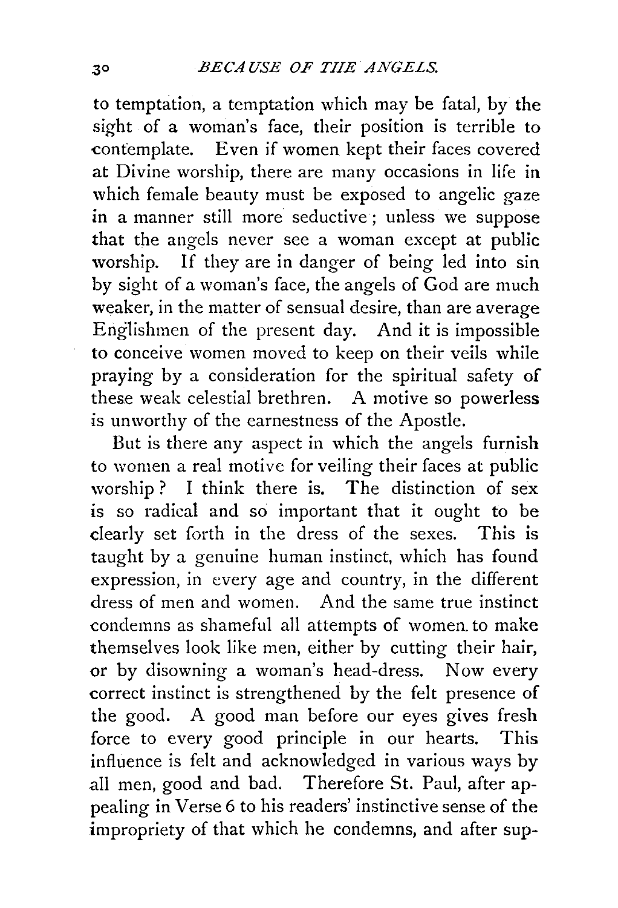to temptation, a temptation which may be fatal, by the sight of a woman's face, their position is terrible to contemplate. Even if women kept their faces covered at Divine worship, there are many occasions in life in which female beauty must be exposed to angelic gaze in a manner still more seductive; unless we suppose that the angels never see a woman except at public worship. If they are in danger of being led into sin by sight of a woman's face, the angels of God are much weaker, in the matter of sensual desire, than are average Englishmen of the present day. And it is impossible to conceive women moved to keep on their veils while praying by a consideration for the spiritual safety of these weak celestial brethren. A motive so powerless is unworthy of the earnestness of the Apostle.

But is there any aspect in which the angels furnish to women a real motive for veiling their faces at public worship? I think there is. The distinction of sex is so radical and so important that it ought to be clearly set forth in the dress of the sexes. This is taught by a genuine human instinct, which has found expression, in every age and country, in the different dress of men and women. And the same true instinct condemns as shameful all attempts of women to make themselves look like men, either by cutting their hair, or by disowning a woman's head-dress. Now every correct instinct is strengthened by the felt presence of the good. A good man before our eyes gives fresh force to every good principle in our hearts. This influence is felt and acknowledged in various ways by all men, good and bad. Therefore St. Paul, after appealing in Verse 6 to his readers' instinctive sense of the impropriety of that which he condemns, and after sup-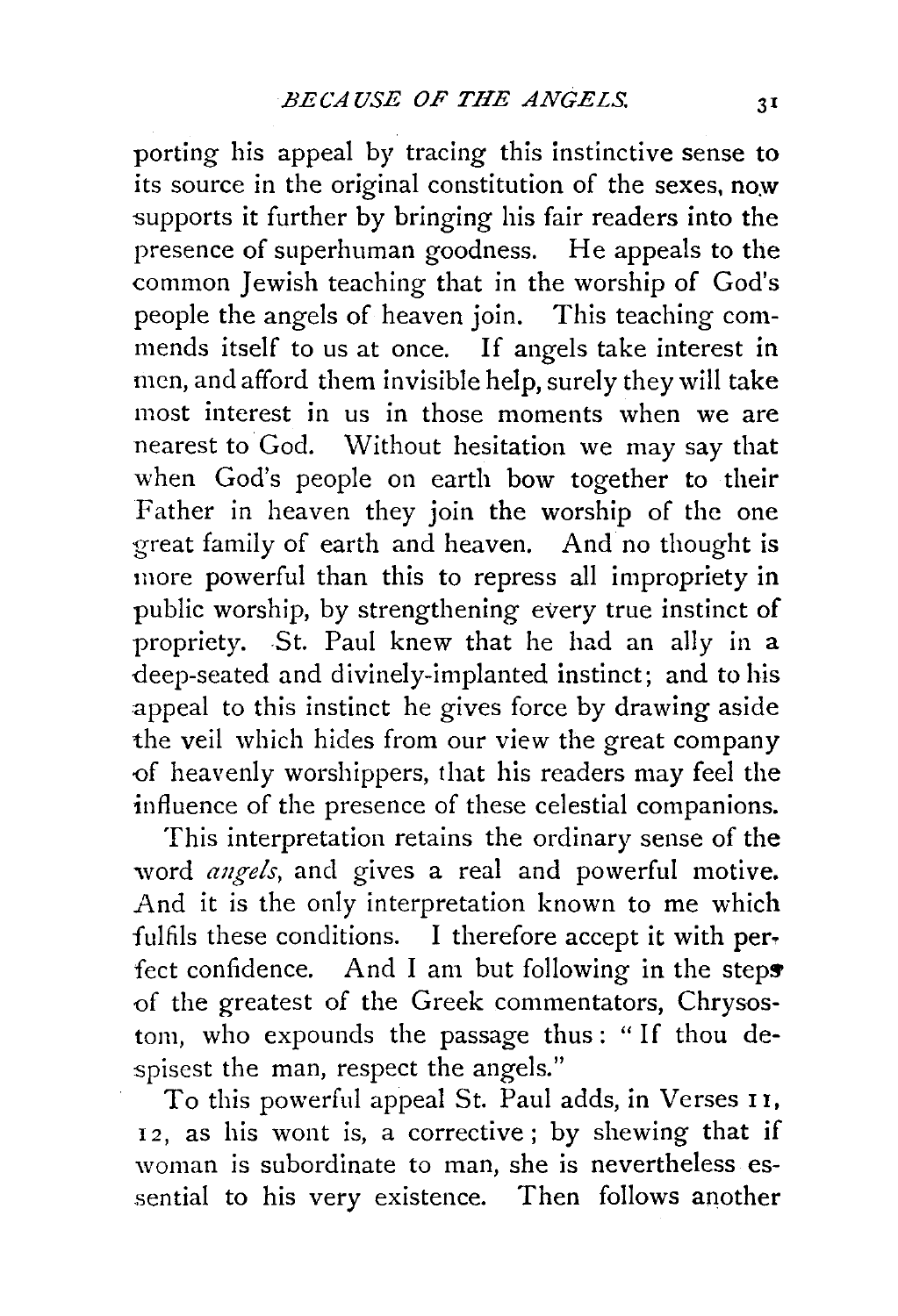porting his appeal by tracing this instinctive sense to its source in the original constitution of the sexes, now supports it further by bringing his fair readers into the presence of superhuman goodness. He appeals to the common Jewish teaching that in the worship of God's people the angels of heaven join. This teaching commends itself to us at once. If angels take interest in men, and afford them invisible help, surely they will take most interest in us in those moments when we are nearest to God. Without hesitation we may say that when God's people on earth bow together to their Father in heaven they join the worship of the one great family of earth and heaven. And no thought is more powerful than this to repress all impropriety in public worship, by strengthening every true instinct of propriety. St. Paul knew that he had an ally in a deep-seated and divinely-implanted instinct; and to his appeal to this instinct he gives force by drawing aside the veil which hides from our view the great company of heavenly worshippers, that his readers may feel the influence of the presence of these celestial companions.

This interpretation retains the ordinary sense of the word *angels*, and gives a real and powerful motive. And it is the only interpretation known to me which fulfils these conditions. I therefore accept it with perfect confidence. And I am but following in the steps of the greatest of the Greek commentators, Chrysostom, who expounds the passage thus: "If thou despisest the man, respect the angels."

To this powerful appeal St. Paul adds, in Verses 11, 12, as his wont is, a corrective; by shewing that if woman is subordinate to man, she is nevertheless essential to his very existence. Then follows another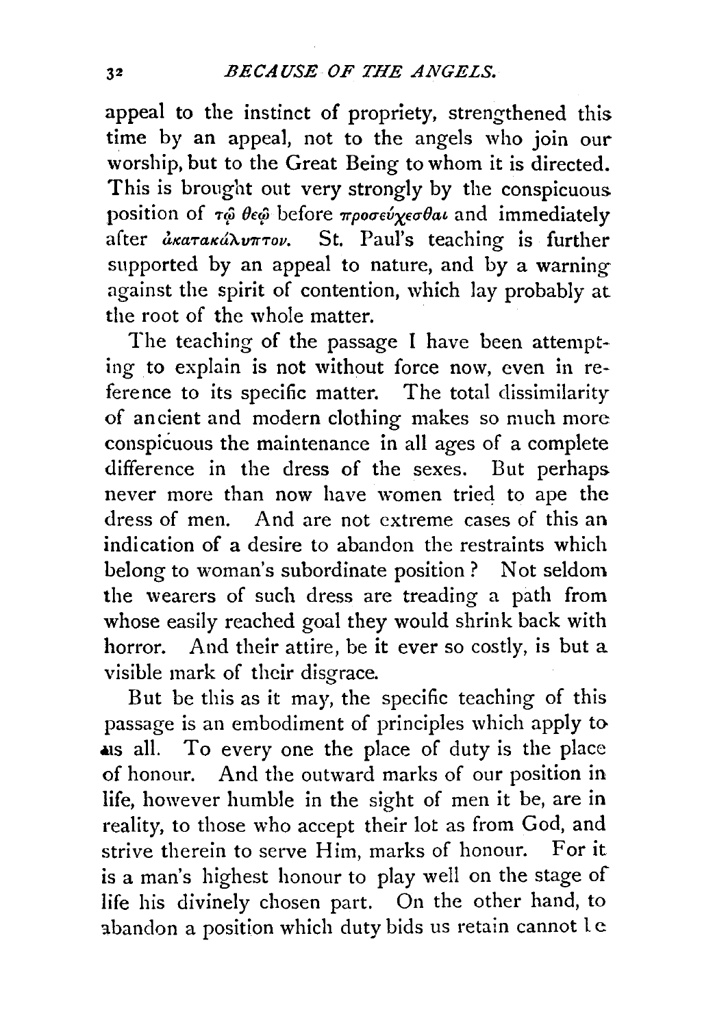appeal to the instinct of propriety, strengthened this time by an appeal, not to the angels who join our worship, but to the Great Being to whom it is directed. This is brought out very strongly by the conspicuous position of τῷ θεῷ before προσεύχεσθαι and immediately after ἀκατακάλυπτον. St. Paul's teaching is further supported by an appeal to nature, and by a warning against the spirit of contention, which lay probably at the root of the whole matter.

The teaching of the passage I have been attempting to explain is not without force now, even in reference to its specific matter. The total dissimilarity of ancient and modern clothing makes so much more conspicuous the maintenance in all ages of a complete difference in the dress of the sexes. But perhaps never more than now have women tried to ape the dress of men. And are not extreme cases of this an indication of a desire to abandon the restraints which belong to woman's subordinate position? Not seldom the wearers of such dress are treading a path from whose easily reached goal they would shrink back with horror. And their attire, be it ever so costly, is but a visible mark of their disgrace.

But be this as it may, the specific teaching of this passage is an embodiment of principles which apply to us all. To every one the place of duty is the place of honour. And the outward marks of our position in life, however humble in the sight of men it be, are in reality, to those who accept their lot as from God, and strive therein to serve Him, marks of honour. For it is a man's highest honour to play well on the stage of life his divinely chosen part. On the other hand, to abandon a position which duty bids us retain cannot be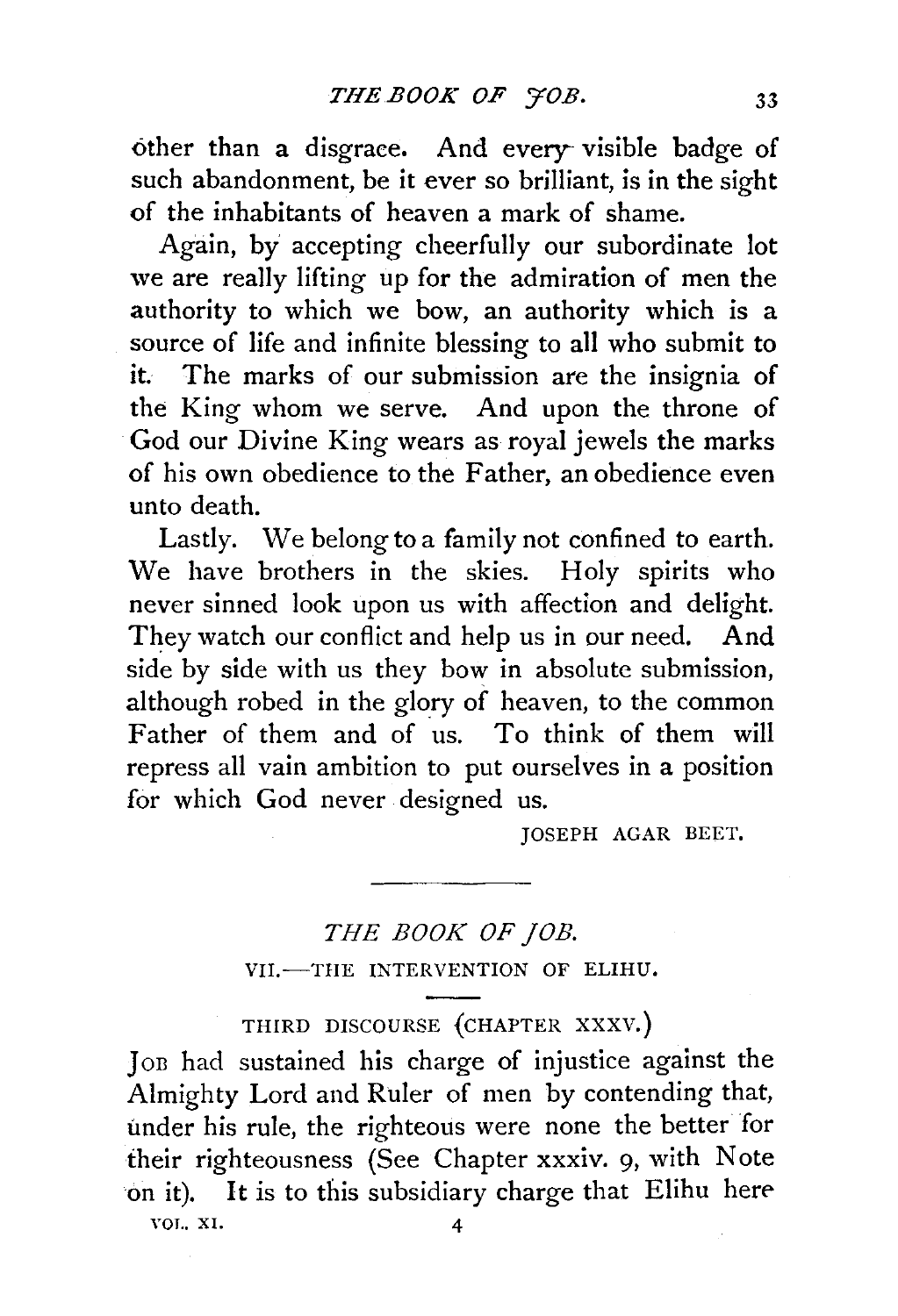other than a disgrace. And every visible badge of such abandonment, be it ever so brilliant, is in the sight of the inhabitants of heaven a mark of shame.

Again, by accepting cheerfully our subordinate lot we are really lifting up for the admiration of men the authority to which we bow, an authority which is a source of life and infinite blessing to all who submit to it. The marks of our submission are the insignia of the King whom we serve. And upon the throne of God our Divine King wears as royal jewels the marks of his own obedience to the Father, an obedience even unto death.

Lastly. We belong to a family not confined to earth. We have brothers in the skies. Holy spirits who never sinned look upon us with affection and delight. They watch our conflict and help us in our need. And side by side with us they bow in absolute submission, although robed in the glory of heaven, to the common Father of them and of us. To think of them will repress all vain ambition to put ourselves in a position for which God never designed us.

JOSEPH AGAR BEET.

---

## *THE BOOK OF JOB.*

### VII.—THE INTERVENTION OF ELIHU.

#### THIRD DISCOURSE (CHAPTER XXXV.)

JOB had sustained his charge of injustice against the Almighty Lord and Ruler of men by contending that, under his rule, the righteous were none the better for their righteousness (See Chapter xxxiv. 9, with Note on it). It is to this subsidiary charge that Elihu here